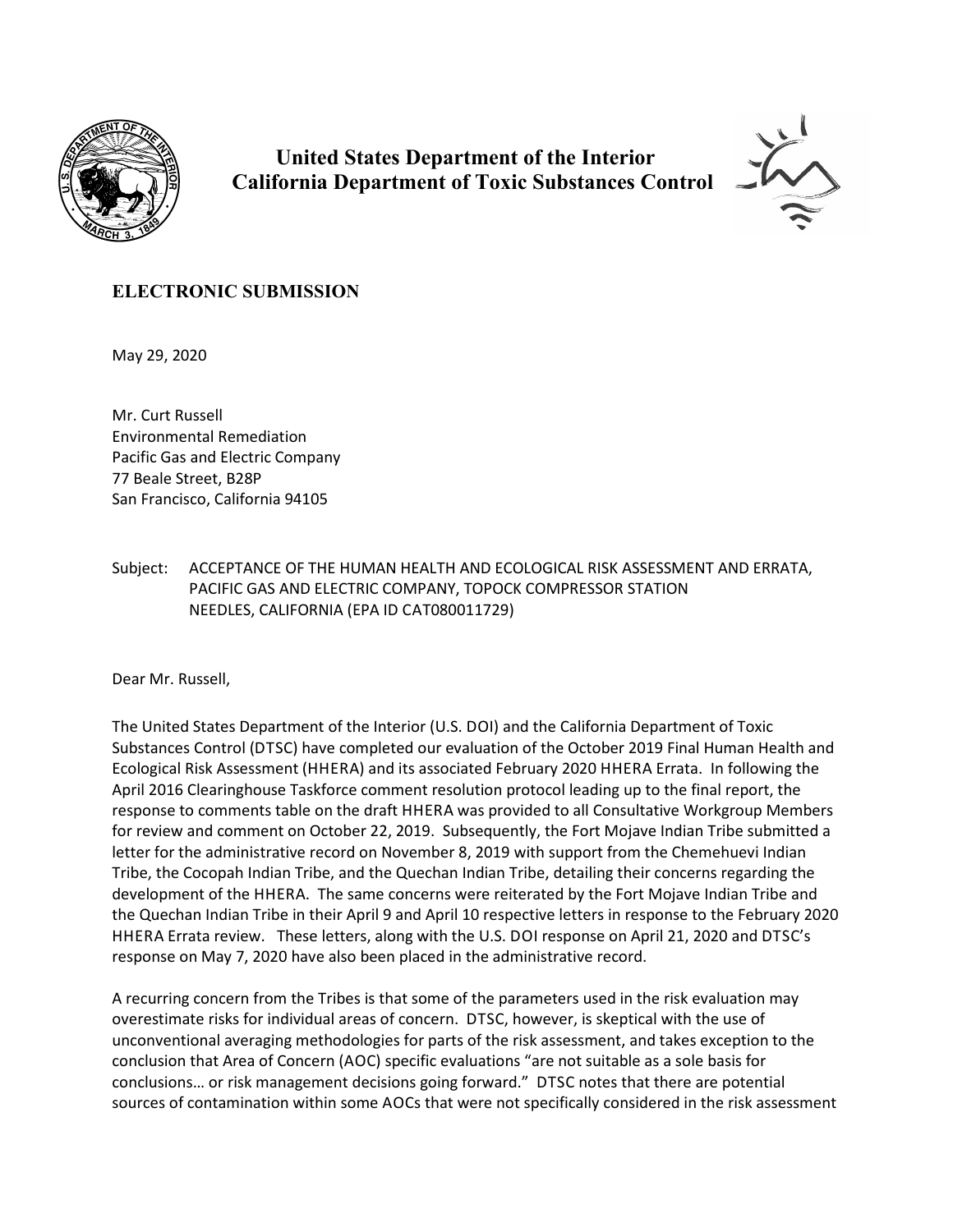**United States Department of the Interior**
**California Department of Toxic Substances Control**

**ELECTRONIC SUBMISSION**

May 29, 2020

Mr. Curt Russell
Environmental Remediation
Pacific Gas and Electric Company
77 Beale Street, B28P
San Francisco, California 94105

Subject: ACCEPTANCE OF THE HUMAN HEALTH AND ECOLOGICAL RISK ASSESSMENT AND ERRATA, PACIFIC GAS AND ELECTRIC COMPANY, TOPOCK COMPRESSOR STATION NEEDLES, CALIFORNIA (EPA ID CAT080011729)

Dear Mr. Russell,

The United States Department of the Interior (U.S. DOI) and the California Department of Toxic Substances Control (DTSC) have completed our evaluation of the October 2019 Final Human Health and Ecological Risk Assessment (HHERA) and its associated February 2020 HHERA Errata. In following the April 2016 Clearinghouse Taskforce comment resolution protocol leading up to the final report, the response to comments table on the draft HHERA was provided to all Consultative Workgroup Members for review and comment on October 22, 2019. Subsequently, the Fort Mojave Indian Tribe submitted a letter for the administrative record on November 8, 2019 with support from the Chemehuevi Indian Tribe, the Cocopah Indian Tribe, and the Quechan Indian Tribe, detailing their concerns regarding the development of the HHERA. The same concerns were reiterated by the Fort Mojave Indian Tribe and the Quechan Indian Tribe in their April 9 and April 10 respective letters in response to the February 2020 HHERA Errata review. These letters, along with the U.S. DOI response on April 21, 2020 and DTSC's response on May 7, 2020 have also been placed in the administrative record.

A recurring concern from the Tribes is that some of the parameters used in the risk evaluation may overestimate risks for individual areas of concern. DTSC, however, is skeptical with the use of unconventional averaging methodologies for parts of the risk assessment, and takes exception to the conclusion that Area of Concern (AOC) specific evaluations "are not suitable as a sole basis for conclusions… or risk management decisions going forward." DTSC notes that there are potential sources of contamination within some AOCs that were not specifically considered in the risk assessment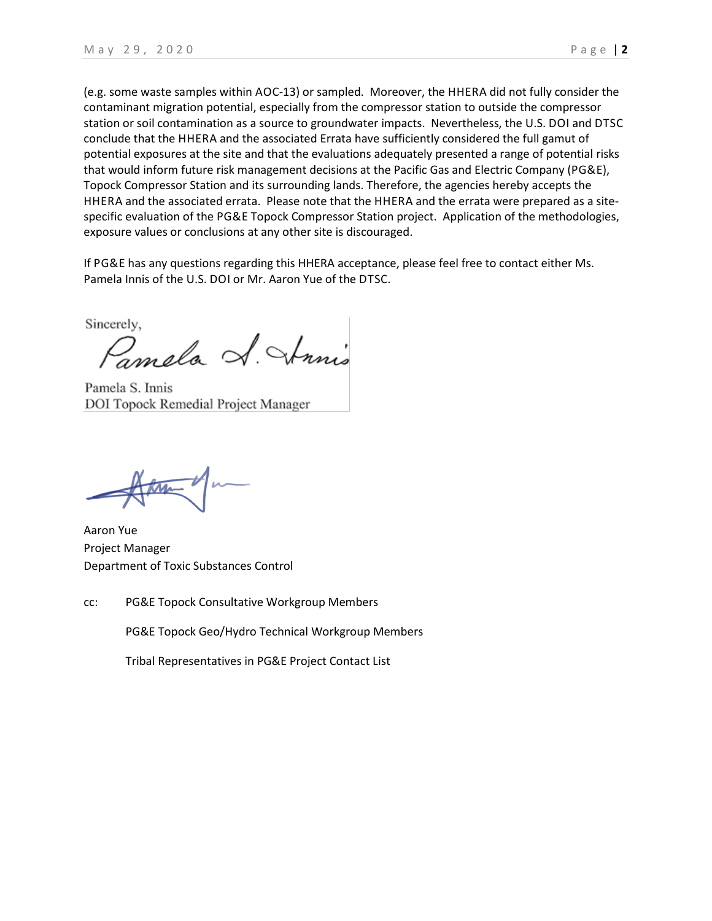(e.g. some waste samples within AOC-13) or sampled. Moreover, the HHERA did not fully consider the contaminant migration potential, especially from the compressor station to outside the compressor station or soil contamination as a source to groundwater impacts. Nevertheless, the U.S. DOI and DTSC conclude that the HHERA and the associated Errata have sufficiently considered the full gamut of potential exposures at the site and that the evaluations adequately presented a range of potential risks that would inform future risk management decisions at the Pacific Gas and Electric Company (PG&E), Topock Compressor Station and its surrounding lands. Therefore, the agencies hereby accepts the HHERA and the associated errata. Please note that the HHERA and the errata were prepared as a site-specific evaluation of the PG&E Topock Compressor Station project. Application of the methodologies, exposure values or conclusions at any other site is discouraged.

If PG&E has any questions regarding this HHERA acceptance, please feel free to contact either Ms. Pamela Innis of the U.S. DOI or Mr. Aaron Yue of the DTSC.

Sincerely,

Pamela S. Innis
DOI Topock Remedial Project Manager

Aaron Yue
Project Manager
Department of Toxic Substances Control

cc: PG&E Topock Consultative Workgroup Members

PG&E Topock Geo/Hydro Technical Workgroup Members

Tribal Representatives in PG&E Project Contact List